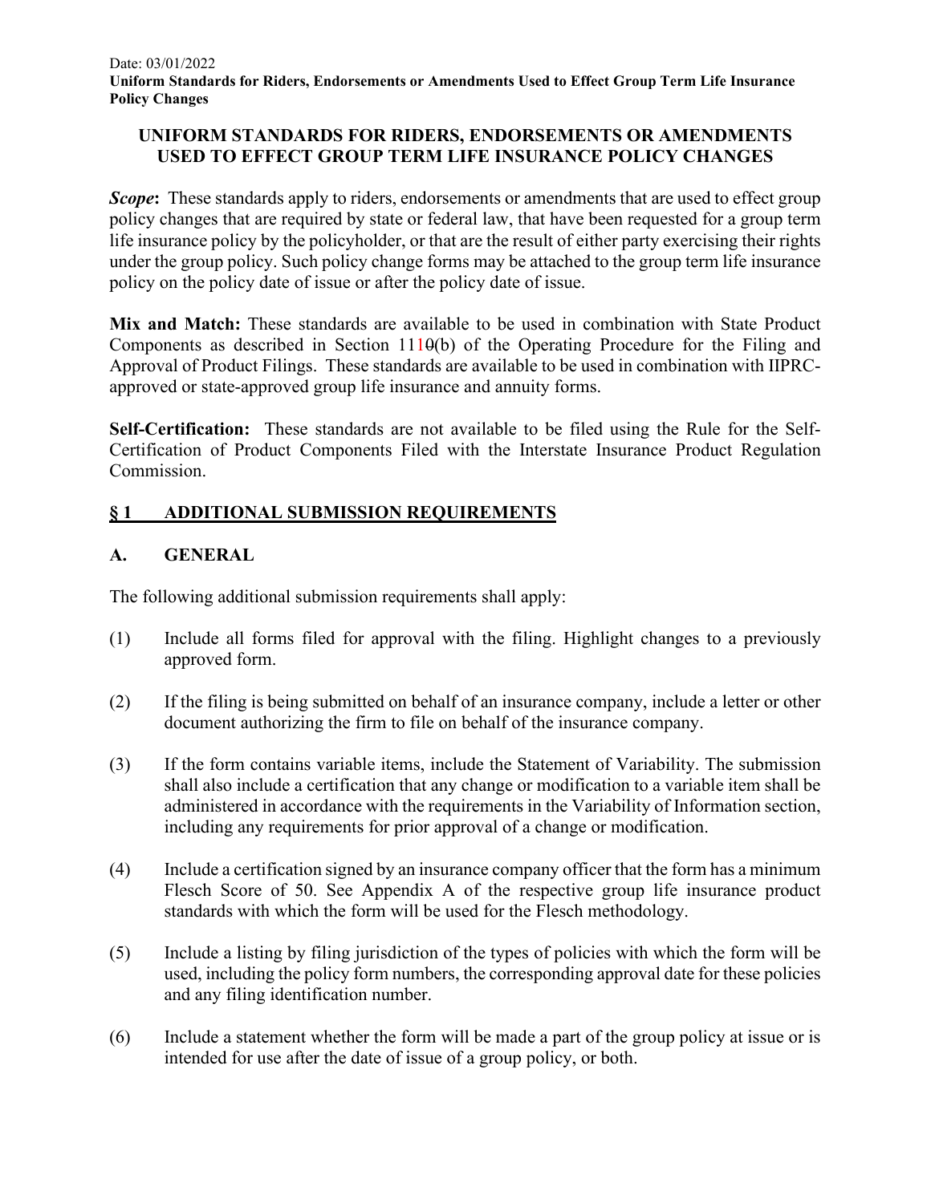# UNIFORM STANDARDS FOR RIDERS, ENDORSEMENTS OR AMENDMENTS USED TO EFFECT GROUP TERM LIFE INSURANCE POLICY CHANGES

***Scope*:** These standards apply to riders, endorsements or amendments that are used to effect group policy changes that are required by state or federal law, that have been requested for a group term life insurance policy by the policyholder, or that are the result of either party exercising their rights under the group policy. Such policy change forms may be attached to the group term life insurance policy on the policy date of issue or after the policy date of issue.

**Mix and Match:** These standards are available to be used in combination with State Product Components as described in Section 111~~0~~(b) of the Operating Procedure for the Filing and Approval of Product Filings. These standards are available to be used in combination with IIPRC-approved or state-approved group life insurance and annuity forms.

**Self-Certification:** These standards are not available to be filed using the Rule for the Self-Certification of Product Components Filed with the Interstate Insurance Product Regulation Commission.

## § 1 ADDITIONAL SUBMISSION REQUIREMENTS

### A. GENERAL

The following additional submission requirements shall apply:

(1) Include all forms filed for approval with the filing. Highlight changes to a previously approved form.

(2) If the filing is being submitted on behalf of an insurance company, include a letter or other document authorizing the firm to file on behalf of the insurance company.

(3) If the form contains variable items, include the Statement of Variability. The submission shall also include a certification that any change or modification to a variable item shall be administered in accordance with the requirements in the Variability of Information section, including any requirements for prior approval of a change or modification.

(4) Include a certification signed by an insurance company officer that the form has a minimum Flesch Score of 50. See Appendix A of the respective group life insurance product standards with which the form will be used for the Flesch methodology.

(5) Include a listing by filing jurisdiction of the types of policies with which the form will be used, including the policy form numbers, the corresponding approval date for these policies and any filing identification number.

(6) Include a statement whether the form will be made a part of the group policy at issue or is intended for use after the date of issue of a group policy, or both.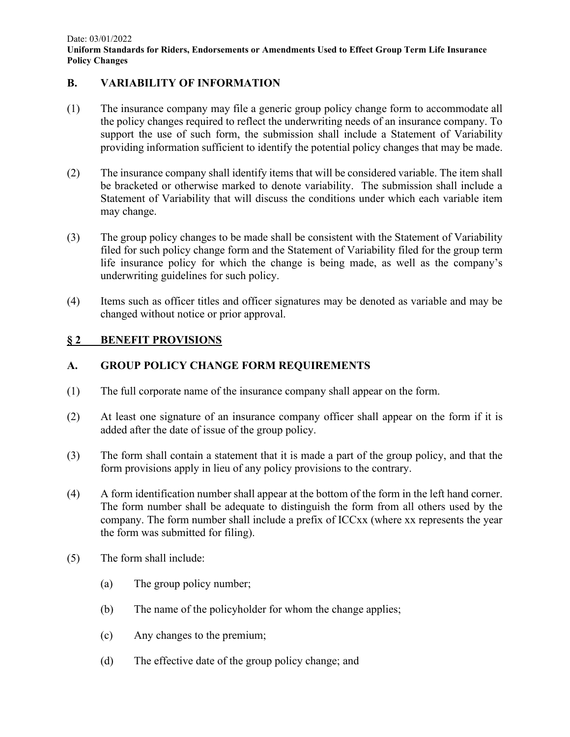## B. VARIABILITY OF INFORMATION

(1) The insurance company may file a generic group policy change form to accommodate all the policy changes required to reflect the underwriting needs of an insurance company. To support the use of such form, the submission shall include a Statement of Variability providing information sufficient to identify the potential policy changes that may be made.

(2) The insurance company shall identify items that will be considered variable. The item shall be bracketed or otherwise marked to denote variability. The submission shall include a Statement of Variability that will discuss the conditions under which each variable item may change.

(3) The group policy changes to be made shall be consistent with the Statement of Variability filed for such policy change form and the Statement of Variability filed for the group term life insurance policy for which the change is being made, as well as the company's underwriting guidelines for such policy.

(4) Items such as officer titles and officer signatures may be denoted as variable and may be changed without notice or prior approval.

## § 2 BENEFIT PROVISIONS

## A. GROUP POLICY CHANGE FORM REQUIREMENTS

(1) The full corporate name of the insurance company shall appear on the form.

(2) At least one signature of an insurance company officer shall appear on the form if it is added after the date of issue of the group policy.

(3) The form shall contain a statement that it is made a part of the group policy, and that the form provisions apply in lieu of any policy provisions to the contrary.

(4) A form identification number shall appear at the bottom of the form in the left hand corner. The form number shall be adequate to distinguish the form from all others used by the company. The form number shall include a prefix of ICCxx (where xx represents the year the form was submitted for filing).

(5) The form shall include:

- (a) The group policy number;
- (b) The name of the policyholder for whom the change applies;
- (c) Any changes to the premium;
- (d) The effective date of the group policy change; and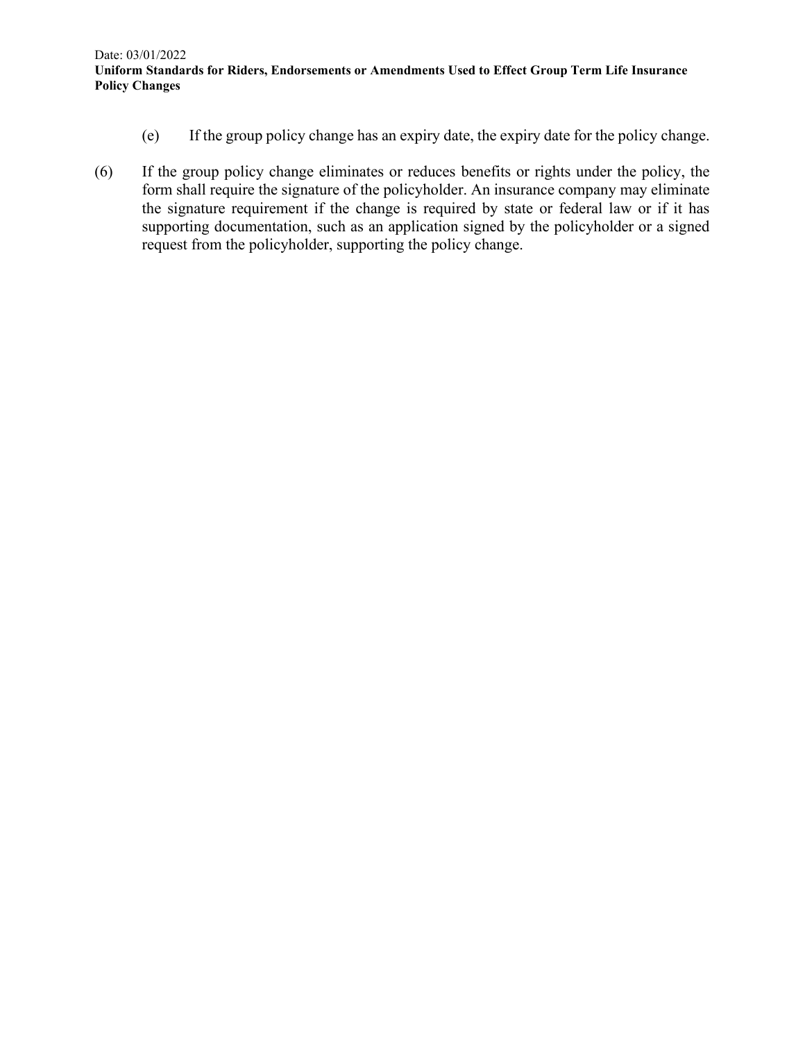(e) If the group policy change has an expiry date, the expiry date for the policy change.

(6) If the group policy change eliminates or reduces benefits or rights under the policy, the form shall require the signature of the policyholder. An insurance company may eliminate the signature requirement if the change is required by state or federal law or if it has supporting documentation, such as an application signed by the policyholder or a signed request from the policyholder, supporting the policy change.